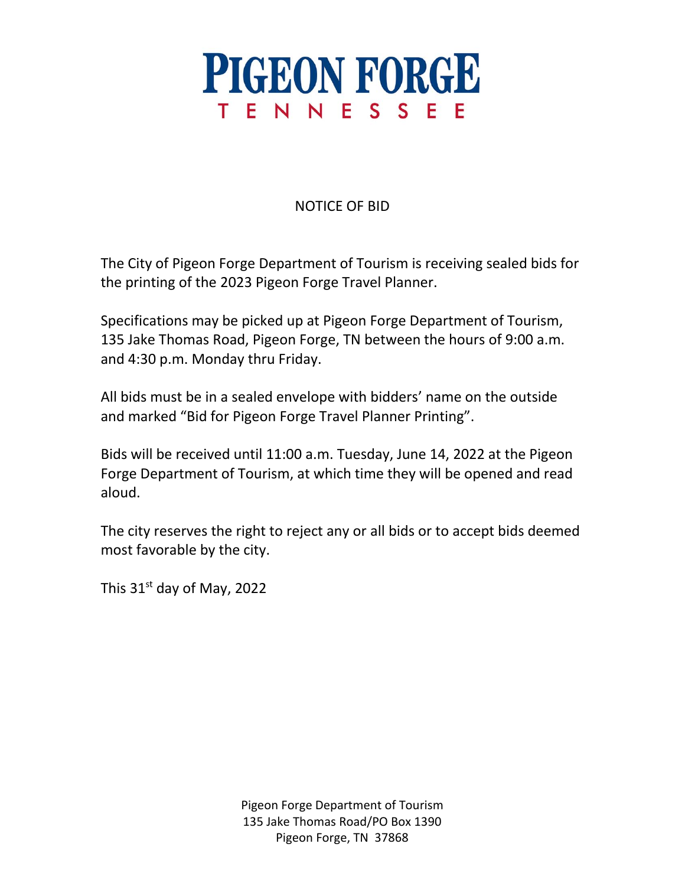# PIGEON FORGE
## TENNESSEE

NOTICE OF BID

The City of Pigeon Forge Department of Tourism is receiving sealed bids for the printing of the 2023 Pigeon Forge Travel Planner.

Specifications may be picked up at Pigeon Forge Department of Tourism, 135 Jake Thomas Road, Pigeon Forge, TN between the hours of 9:00 a.m. and 4:30 p.m. Monday thru Friday.

All bids must be in a sealed envelope with bidders' name on the outside and marked "Bid for Pigeon Forge Travel Planner Printing".

Bids will be received until 11:00 a.m. Tuesday, June 14, 2022 at the Pigeon Forge Department of Tourism, at which time they will be opened and read aloud.

The city reserves the right to reject any or all bids or to accept bids deemed most favorable by the city.

This 31st day of May, 2022

Pigeon Forge Department of Tourism
135 Jake Thomas Road/PO Box 1390
Pigeon Forge, TN 37868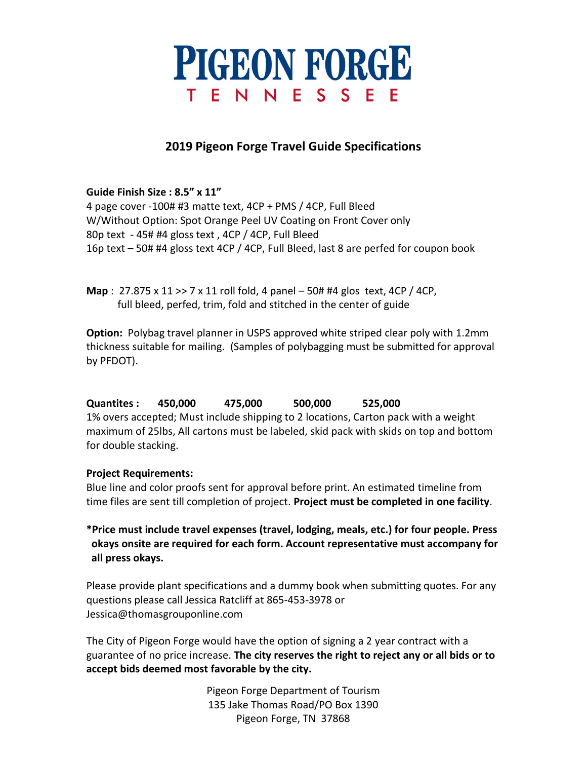# PIGEON FORGE
## T E N N E S S E E

## 2019 Pigeon Forge Travel Guide Specifications

**Guide Finish Size : 8.5" x 11"**
4 page cover -100# #3 matte text, 4CP + PMS / 4CP, Full Bleed
W/Without Option: Spot Orange Peel UV Coating on Front Cover only
80p text - 45# #4 gloss text , 4CP / 4CP, Full Bleed
16p text – 50# #4 gloss text 4CP / 4CP, Full Bleed, last 8 are perfed for coupon book

**Map** : 27.875 x 11 >> 7 x 11 roll fold, 4 panel – 50# #4 glos text, 4CP / 4CP, full bleed, perfed, trim, fold and stitched in the center of guide

**Option:** Polybag travel planner in USPS approved white striped clear poly with 1.2mm thickness suitable for mailing. (Samples of polybagging must be submitted for approval by PFDOT).

**Quantites : 450,000 475,000 500,000 525,000**
1% overs accepted; Must include shipping to 2 locations, Carton pack with a weight maximum of 25lbs, All cartons must be labeled, skid pack with skids on top and bottom for double stacking.

**Project Requirements:**
Blue line and color proofs sent for approval before print. An estimated timeline from time files are sent till completion of project. **Project must be completed in one facility**.

**\*Price must include travel expenses (travel, lodging, meals, etc.) for four people. Press okays onsite are required for each form. Account representative must accompany for all press okays.**

Please provide plant specifications and a dummy book when submitting quotes. For any questions please call Jessica Ratcliff at 865-453-3978 or Jessica@thomasgrouponline.com

The City of Pigeon Forge would have the option of signing a 2 year contract with a guarantee of no price increase. **The city reserves the right to reject any or all bids or to accept bids deemed most favorable by the city.**

Pigeon Forge Department of Tourism
135 Jake Thomas Road/PO Box 1390
Pigeon Forge, TN 37868